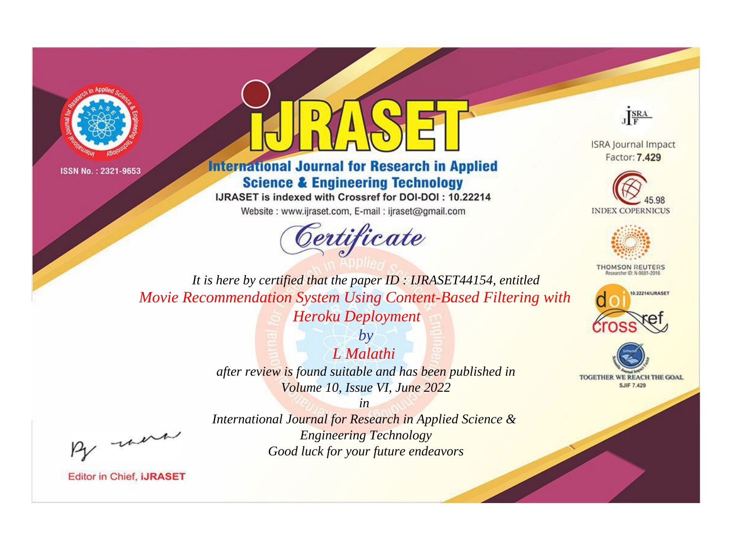ISSN No. : 2321-9653

# IJRASET

## International Journal for Research in Applied Science & Engineering Technology

IJRASET is indexed with Crossref for DOI-DOI : 10.22214

Website : www.ijraset.com, E-mail : ijraset@gmail.com

ISRA Journal Impact Factor: **7.429**

45.98 INDEX COPERNICUS

THOMSON REUTERS Researcher ID: N-9681-2016

10.22214/IJRASET

TOGETHER WE REACH THE GOAL SJIF 7.429

# *Certificate*

*It is here by certified that the paper ID : IJRASET44154, entitled*

*Movie Recommendation System Using Content-Based Filtering with Heroku Deployment*

*by*

*L Malathi*

*after review is found suitable and has been published in Volume 10, Issue VI, June 2022*

*in*

*International Journal for Research in Applied Science & Engineering Technology*

*Good luck for your future endeavors*

Editor in Chief, **iJRASET**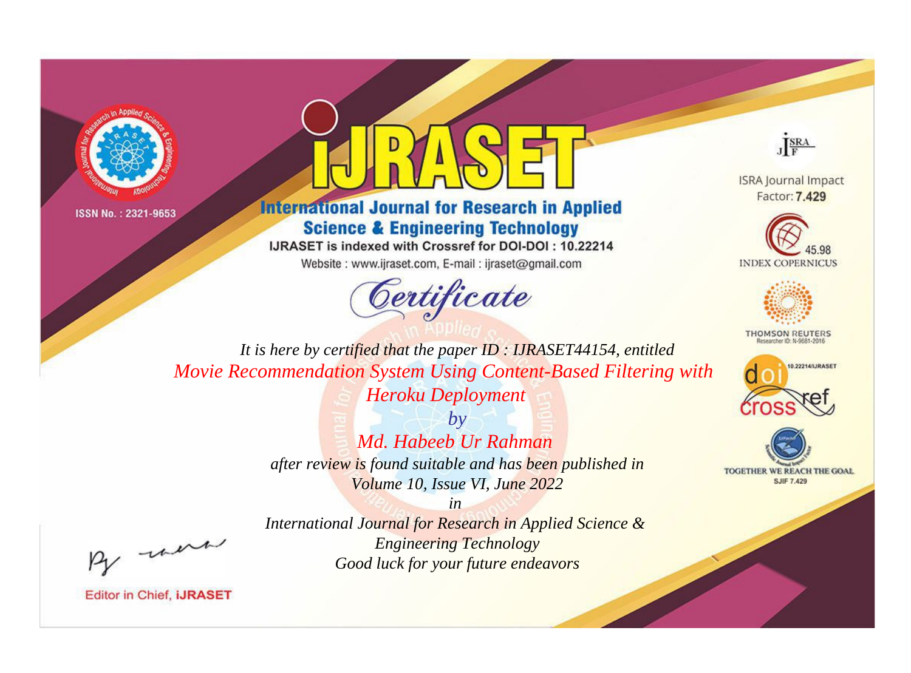ISSN No. : 2321-9653

# iJRASET

## International Journal for Research in Applied Science & Engineering Technology

IJRASET is indexed with Crossref for DOI-DOI : 10.22214

Website : www.ijraset.com, E-mail : ijraset@gmail.com

*Certificate*

*It is here by certified that the paper ID : IJRASET44154, entitled*

*Movie Recommendation System Using Content-Based Filtering with Heroku Deployment*

*by*

*Md. Habeeb Ur Rahman*

*after review is found suitable and has been published in*

*Volume 10, Issue VI, June 2022*

*in*

*International Journal for Research in Applied Science & Engineering Technology*

*Good luck for your future endeavors*

ISRA Journal Impact Factor: **7.429**

45.98 INDEX COPERNICUS

THOMSON REUTERS Researcher ID: N-9681-2016

10.22214/IJRASET crossref

TOGETHER WE REACH THE GOAL SJIF 7.429

Editor in Chief, **iJRASET**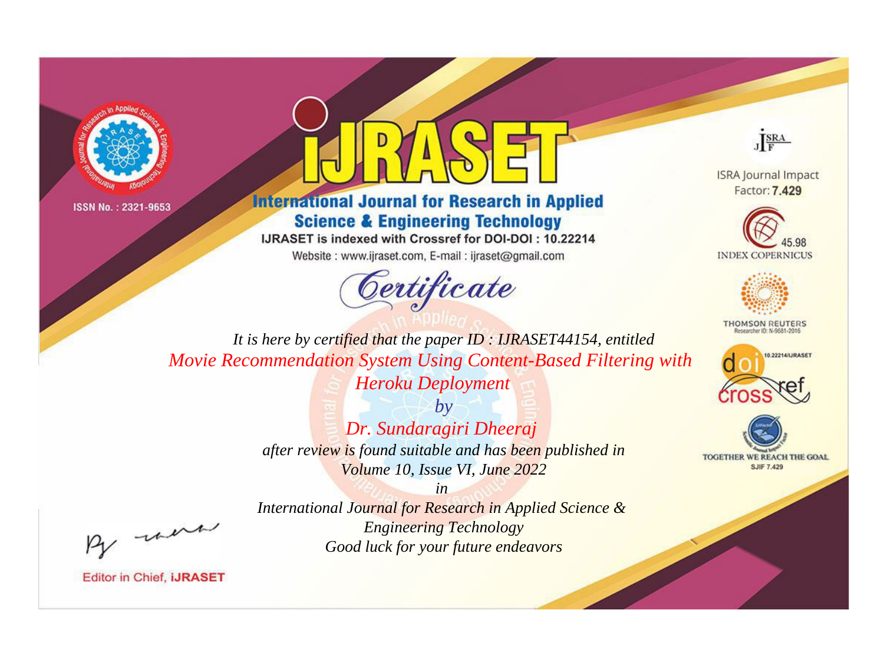ISSN No. : 2321-9653

# iJRASET

## International Journal for Research in Applied Science & Engineering Technology

IJRASET is indexed with Crossref for DOI-DOI : 10.22214

Website : www.ijraset.com, E-mail : ijraset@gmail.com

# *Certificate*

*It is here by certified that the paper ID : IJRASET44154, entitled*

*Movie Recommendation System Using Content-Based Filtering with Heroku Deployment*

*by*

*Dr. Sundaragiri Dheeraj*

*after review is found suitable and has been published in*

*Volume 10, Issue VI, June 2022*

*in*

*International Journal for Research in Applied Science & Engineering Technology*

*Good luck for your future endeavors*

ISRA Journal Impact Factor: **7.429**

45.98 INDEX COPERNICUS

THOMSON REUTERS Researcher ID: N-9681-2016

10.22214/IJRASET

TOGETHER WE REACH THE GOAL SJIF 7.429

Editor in Chief, **iJRASET**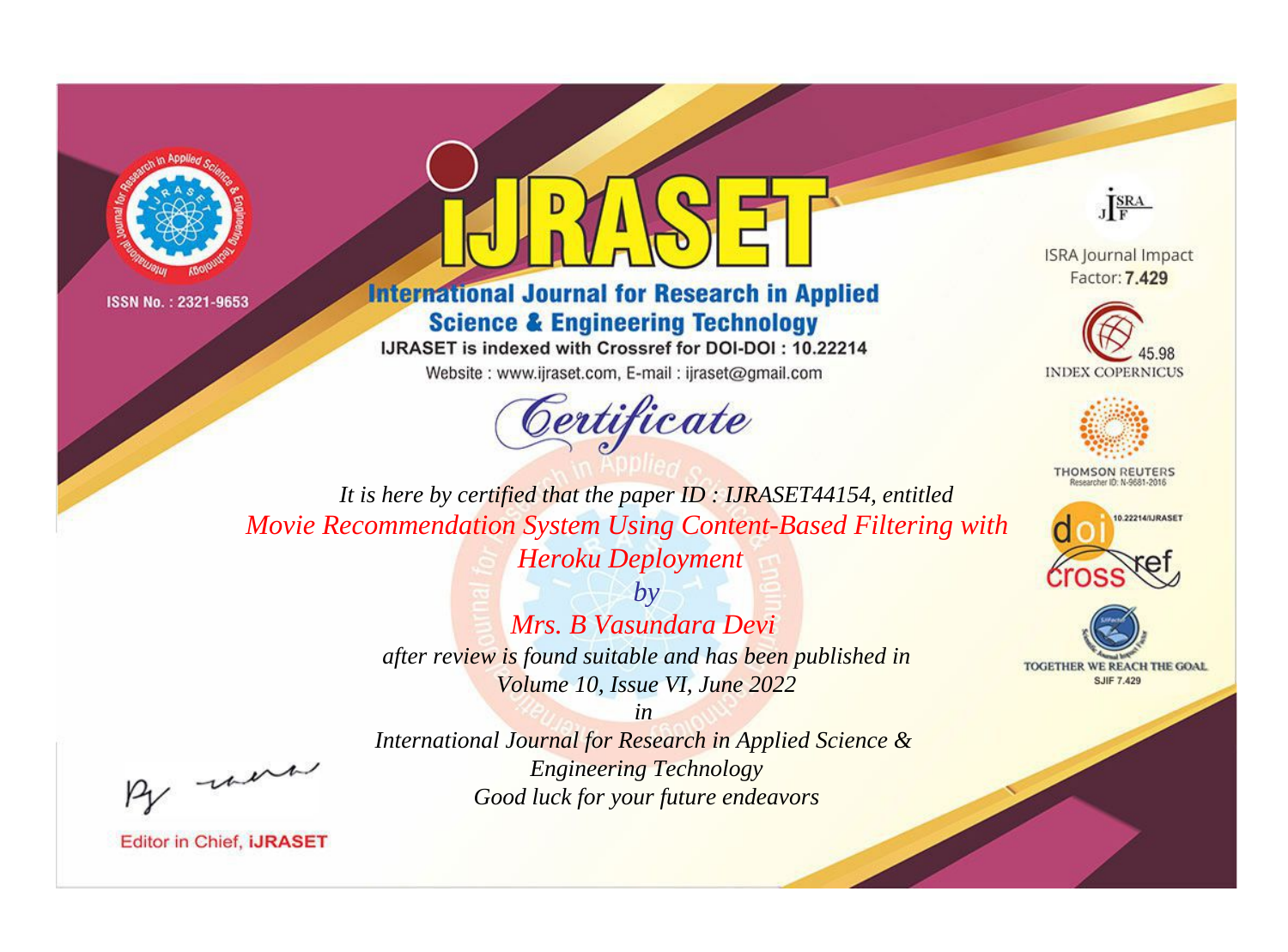ISSN No. : 2321-9653

# iJRASET

## International Journal for Research in Applied Science & Engineering Technology

IJRASET is indexed with Crossref for DOI-DOI : 10.22214

Website : www.ijraset.com, E-mail : ijraset@gmail.com

ISRA Journal Impact Factor: **7.429**

45.98 INDEX COPERNICUS

THOMSON REUTERS Researcher ID: N-9681-2016

10.22214/IJRASET

TOGETHER WE REACH THE GOAL SJIF 7.429

# *Certificate*

*It is here by certified that the paper ID : IJRASET44154, entitled*

*Movie Recommendation System Using Content-Based Filtering with Heroku Deployment*

*by*

*Mrs. B Vasundara Devi*

*after review is found suitable and has been published in*

*Volume 10, Issue VI, June 2022*

*in*

*International Journal for Research in Applied Science & Engineering Technology*

*Good luck for your future endeavors*

Editor in Chief, **iJRASET**